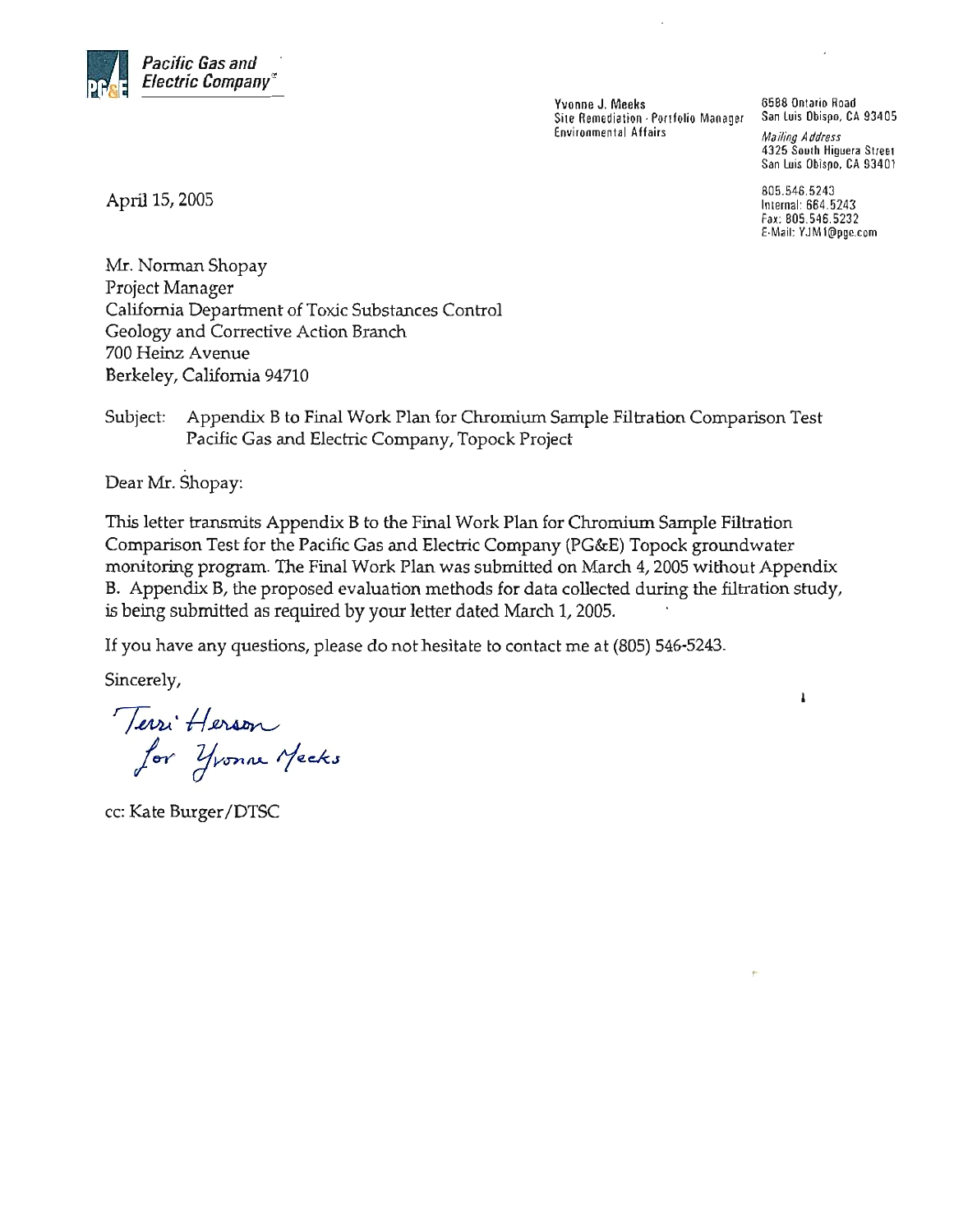**Pacific Gas and Electric Company**

Yvonne J. Meeks
Site Remediation - Portfolio Manager
Environmental Affairs

6588 Ontario Road
San Luis Obispo, CA 93405

*Mailing Address*
4325 South Higuera Street
San Luis Obispo, CA 93401

805.546.5243
Internal: 664.5243
Fax: 805.546.5232
E-Mail: YJM1@pge.com

April 15, 2005

Mr. Norman Shopay
Project Manager
California Department of Toxic Substances Control
Geology and Corrective Action Branch
700 Heinz Avenue
Berkeley, California 94710

Subject: Appendix B to Final Work Plan for Chromium Sample Filtration Comparison Test
Pacific Gas and Electric Company, Topock Project

Dear Mr. Shopay:

This letter transmits Appendix B to the Final Work Plan for Chromium Sample Filtration Comparison Test for the Pacific Gas and Electric Company (PG&E) Topock groundwater monitoring program. The Final Work Plan was submitted on March 4, 2005 without Appendix B. Appendix B, the proposed evaluation methods for data collected during the filtration study, is being submitted as required by your letter dated March 1, 2005.

If you have any questions, please do not hesitate to contact me at (805) 546-5243.

Sincerely,

Terri Herson
for Yvonne Meeks

cc: Kate Burger/DTSC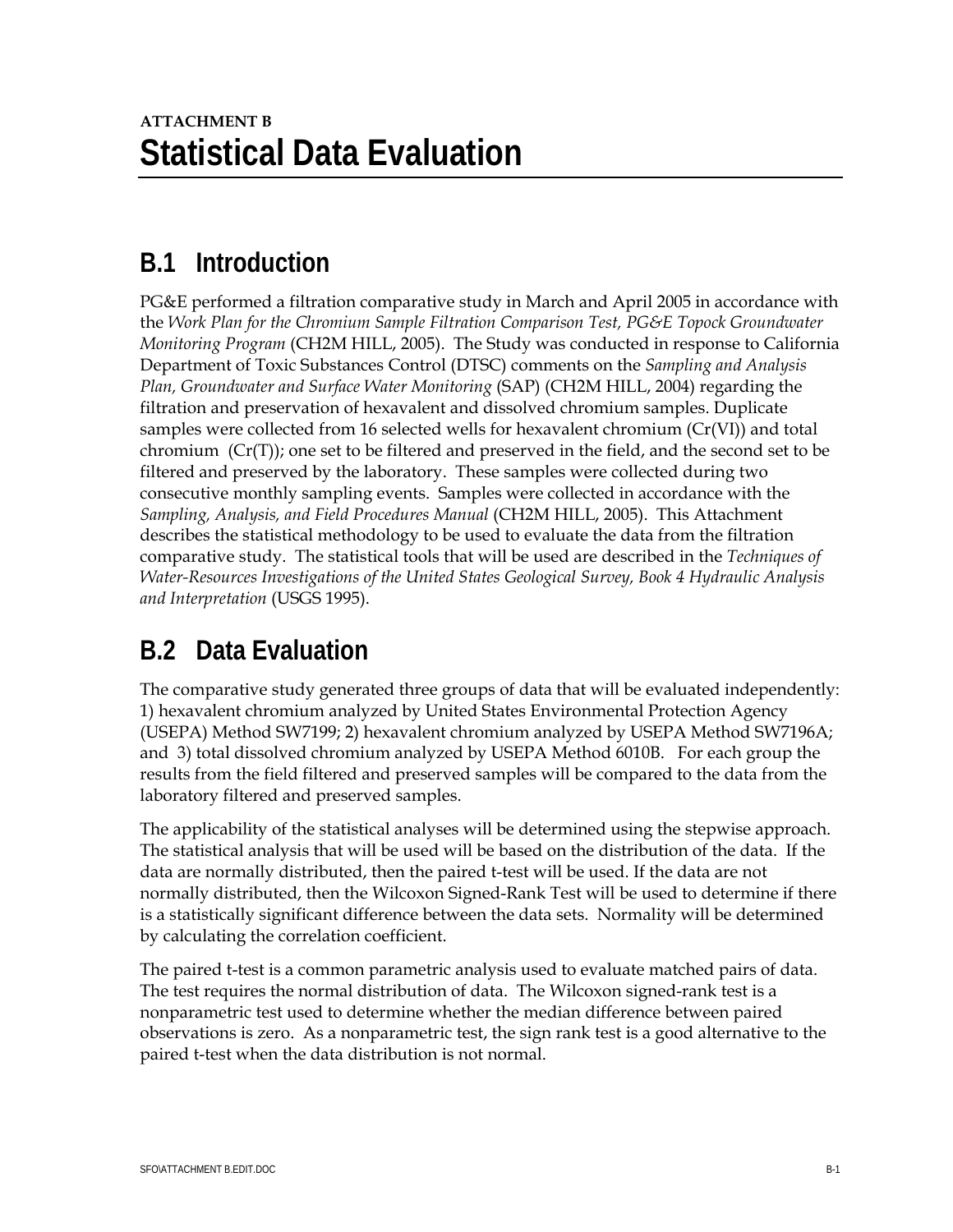# ATTACHMENT B
# Statistical Data Evaluation

## B.1 Introduction

PG&E performed a filtration comparative study in March and April 2005 in accordance with the *Work Plan for the Chromium Sample Filtration Comparison Test, PG&E Topock Groundwater Monitoring Program* (CH2M HILL, 2005). The Study was conducted in response to California Department of Toxic Substances Control (DTSC) comments on the *Sampling and Analysis Plan, Groundwater and Surface Water Monitoring* (SAP) (CH2M HILL, 2004) regarding the filtration and preservation of hexavalent and dissolved chromium samples. Duplicate samples were collected from 16 selected wells for hexavalent chromium (Cr(VI)) and total chromium (Cr(T)); one set to be filtered and preserved in the field, and the second set to be filtered and preserved by the laboratory. These samples were collected during two consecutive monthly sampling events. Samples were collected in accordance with the *Sampling, Analysis, and Field Procedures Manual* (CH2M HILL, 2005). This Attachment describes the statistical methodology to be used to evaluate the data from the filtration comparative study. The statistical tools that will be used are described in the *Techniques of Water-Resources Investigations of the United States Geological Survey, Book 4 Hydraulic Analysis and Interpretation* (USGS 1995).

## B.2 Data Evaluation

The comparative study generated three groups of data that will be evaluated independently: 1) hexavalent chromium analyzed by United States Environmental Protection Agency (USEPA) Method SW7199; 2) hexavalent chromium analyzed by USEPA Method SW7196A; and 3) total dissolved chromium analyzed by USEPA Method 6010B. For each group the results from the field filtered and preserved samples will be compared to the data from the laboratory filtered and preserved samples.

The applicability of the statistical analyses will be determined using the stepwise approach. The statistical analysis that will be used will be based on the distribution of the data. If the data are normally distributed, then the paired t-test will be used. If the data are not normally distributed, then the Wilcoxon Signed-Rank Test will be used to determine if there is a statistically significant difference between the data sets. Normality will be determined by calculating the correlation coefficient.

The paired t-test is a common parametric analysis used to evaluate matched pairs of data. The test requires the normal distribution of data. The Wilcoxon signed-rank test is a nonparametric test used to determine whether the median difference between paired observations is zero. As a nonparametric test, the sign rank test is a good alternative to the paired t-test when the data distribution is not normal.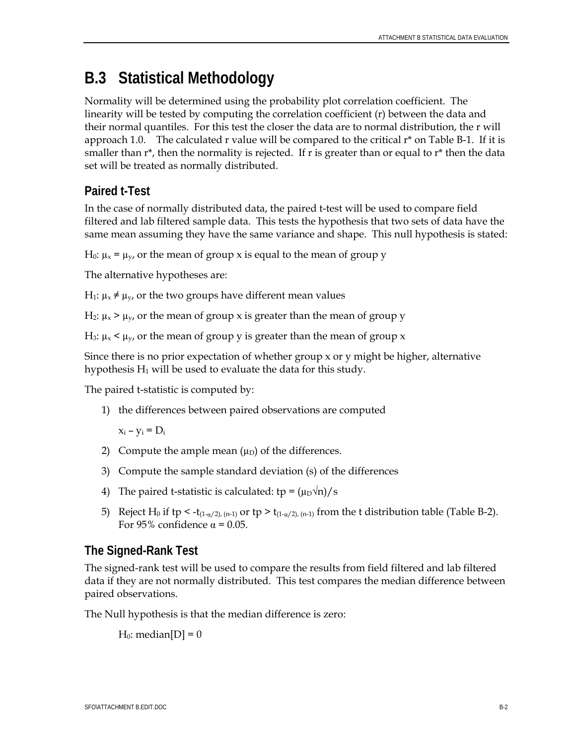## B.3 Statistical Methodology

Normality will be determined using the probability plot correlation coefficient. The linearity will be tested by computing the correlation coefficient (r) between the data and their normal quantiles. For this test the closer the data are to normal distribution, the r will approach 1.0. The calculated r value will be compared to the critical r* on Table B-1. If it is smaller than r*, then the normality is rejected. If r is greater than or equal to r* then the data set will be treated as normally distributed.

### Paired t-Test

In the case of normally distributed data, the paired t-test will be used to compare field filtered and lab filtered sample data. This tests the hypothesis that two sets of data have the same mean assuming they have the same variance and shape. This null hypothesis is stated:

$H_0$: $\mu_x = \mu_y$, or the mean of group x is equal to the mean of group y

The alternative hypotheses are:

$H_1$: $\mu_x \neq \mu_y$, or the two groups have different mean values

$H_2$: $\mu_x > \mu_y$, or the mean of group x is greater than the mean of group y

$H_3$: $\mu_x < \mu_y$, or the mean of group y is greater than the mean of group x

Since there is no prior expectation of whether group x or y might be higher, alternative hypothesis $H_1$ will be used to evaluate the data for this study.

The paired t-statistic is computed by:

1) the differences between paired observations are computed

   $x_i - y_i = D_i$

2) Compute the ample mean ($\mu_D$) of the differences.

3) Compute the sample standard deviation (s) of the differences

4) The paired t-statistic is calculated: $tp = (\mu_D \sqrt{n})/s$

5) Reject $H_0$ if $tp < -t_{(1-\alpha/2),\,(n-1)}$ or $tp > t_{(1-\alpha/2),\,(n-1)}$ from the t distribution table (Table B-2). For 95% confidence $\alpha = 0.05$.

### The Signed-Rank Test

The signed-rank test will be used to compare the results from field filtered and lab filtered data if they are not normally distributed. This test compares the median difference between paired observations.

The Null hypothesis is that the median difference is zero:

$H_0$: median[D] = 0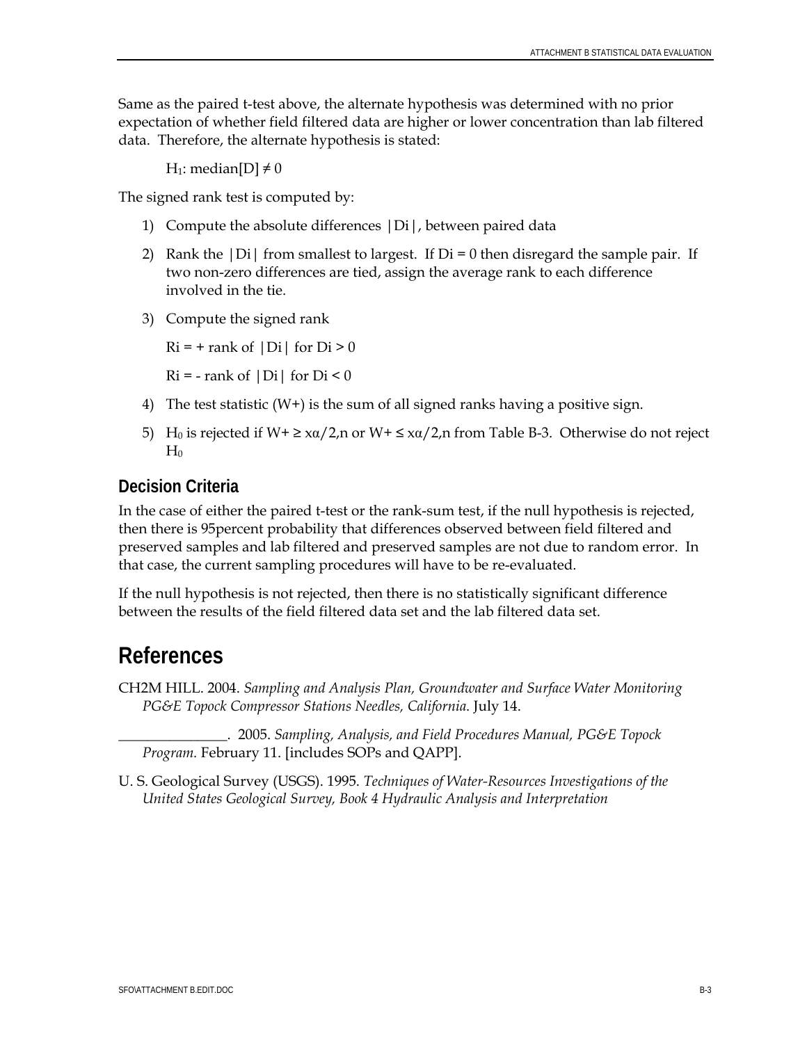Same as the paired t-test above, the alternate hypothesis was determined with no prior expectation of whether field filtered data are higher or lower concentration than lab filtered data. Therefore, the alternate hypothesis is stated:

$H_1$: median[D] ≠ 0

The signed rank test is computed by:

1) Compute the absolute differences |Di|, between paired data
2) Rank the |Di| from smallest to largest. If Di = 0 then disregard the sample pair. If two non-zero differences are tied, assign the average rank to each difference involved in the tie.
3) Compute the signed rank

   Ri = + rank of |Di| for Di > 0

   Ri = - rank of |Di| for Di < 0

4) The test statistic (W+) is the sum of all signed ranks having a positive sign.
5) $H_0$ is rejected if W+ ≥ xα/2,n or W+ ≤ xα/2,n from Table B-3. Otherwise do not reject $H_0$

### Decision Criteria

In the case of either the paired t-test or the rank-sum test, if the null hypothesis is rejected, then there is 95percent probability that differences observed between field filtered and preserved samples and lab filtered and preserved samples are not due to random error. In that case, the current sampling procedures will have to be re-evaluated.

If the null hypothesis is not rejected, then there is no statistically significant difference between the results of the field filtered data set and the lab filtered data set.

## References

CH2M HILL. 2004. *Sampling and Analysis Plan, Groundwater and Surface Water Monitoring PG&E Topock Compressor Stations Needles, California*. July 14.

_______________. 2005. *Sampling, Analysis, and Field Procedures Manual, PG&E Topock Program.* February 11. [includes SOPs and QAPP].

U. S. Geological Survey (USGS). 1995. *Techniques of Water-Resources Investigations of the United States Geological Survey, Book 4 Hydraulic Analysis and Interpretation*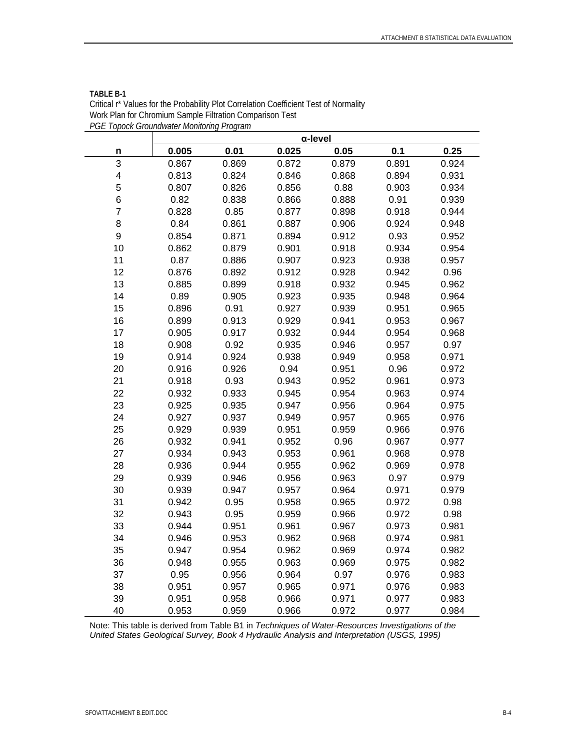**TABLE B-1**
Critical r* Values for the Probability Plot Correlation Coefficient Test of Normality
Work Plan for Chromium Sample Filtration Comparison Test
*PGE Topock Groundwater Monitoring Program*

| | α-level | | | | | |
|---|---|---|---|---|---|---|
| **n** | **0.005** | **0.01** | **0.025** | **0.05** | **0.1** | **0.25** |
| 3 | 0.867 | 0.869 | 0.872 | 0.879 | 0.891 | 0.924 |
| 4 | 0.813 | 0.824 | 0.846 | 0.868 | 0.894 | 0.931 |
| 5 | 0.807 | 0.826 | 0.856 | 0.88 | 0.903 | 0.934 |
| 6 | 0.82 | 0.838 | 0.866 | 0.888 | 0.91 | 0.939 |
| 7 | 0.828 | 0.85 | 0.877 | 0.898 | 0.918 | 0.944 |
| 8 | 0.84 | 0.861 | 0.887 | 0.906 | 0.924 | 0.948 |
| 9 | 0.854 | 0.871 | 0.894 | 0.912 | 0.93 | 0.952 |
| 10 | 0.862 | 0.879 | 0.901 | 0.918 | 0.934 | 0.954 |
| 11 | 0.87 | 0.886 | 0.907 | 0.923 | 0.938 | 0.957 |
| 12 | 0.876 | 0.892 | 0.912 | 0.928 | 0.942 | 0.96 |
| 13 | 0.885 | 0.899 | 0.918 | 0.932 | 0.945 | 0.962 |
| 14 | 0.89 | 0.905 | 0.923 | 0.935 | 0.948 | 0.964 |
| 15 | 0.896 | 0.91 | 0.927 | 0.939 | 0.951 | 0.965 |
| 16 | 0.899 | 0.913 | 0.929 | 0.941 | 0.953 | 0.967 |
| 17 | 0.905 | 0.917 | 0.932 | 0.944 | 0.954 | 0.968 |
| 18 | 0.908 | 0.92 | 0.935 | 0.946 | 0.957 | 0.97 |
| 19 | 0.914 | 0.924 | 0.938 | 0.949 | 0.958 | 0.971 |
| 20 | 0.916 | 0.926 | 0.94 | 0.951 | 0.96 | 0.972 |
| 21 | 0.918 | 0.93 | 0.943 | 0.952 | 0.961 | 0.973 |
| 22 | 0.932 | 0.933 | 0.945 | 0.954 | 0.963 | 0.974 |
| 23 | 0.925 | 0.935 | 0.947 | 0.956 | 0.964 | 0.975 |
| 24 | 0.927 | 0.937 | 0.949 | 0.957 | 0.965 | 0.976 |
| 25 | 0.929 | 0.939 | 0.951 | 0.959 | 0.966 | 0.976 |
| 26 | 0.932 | 0.941 | 0.952 | 0.96 | 0.967 | 0.977 |
| 27 | 0.934 | 0.943 | 0.953 | 0.961 | 0.968 | 0.978 |
| 28 | 0.936 | 0.944 | 0.955 | 0.962 | 0.969 | 0.978 |
| 29 | 0.939 | 0.946 | 0.956 | 0.963 | 0.97 | 0.979 |
| 30 | 0.939 | 0.947 | 0.957 | 0.964 | 0.971 | 0.979 |
| 31 | 0.942 | 0.95 | 0.958 | 0.965 | 0.972 | 0.98 |
| 32 | 0.943 | 0.95 | 0.959 | 0.966 | 0.972 | 0.98 |
| 33 | 0.944 | 0.951 | 0.961 | 0.967 | 0.973 | 0.981 |
| 34 | 0.946 | 0.953 | 0.962 | 0.968 | 0.974 | 0.981 |
| 35 | 0.947 | 0.954 | 0.962 | 0.969 | 0.974 | 0.982 |
| 36 | 0.948 | 0.955 | 0.963 | 0.969 | 0.975 | 0.982 |
| 37 | 0.95 | 0.956 | 0.964 | 0.97 | 0.976 | 0.983 |
| 38 | 0.951 | 0.957 | 0.965 | 0.971 | 0.976 | 0.983 |
| 39 | 0.951 | 0.958 | 0.966 | 0.971 | 0.977 | 0.983 |
| 40 | 0.953 | 0.959 | 0.966 | 0.972 | 0.977 | 0.984 |

Note: This table is derived from Table B1 in *Techniques of Water-Resources Investigations of the United States Geological Survey, Book 4 Hydraulic Analysis and Interpretation (USGS, 1995)*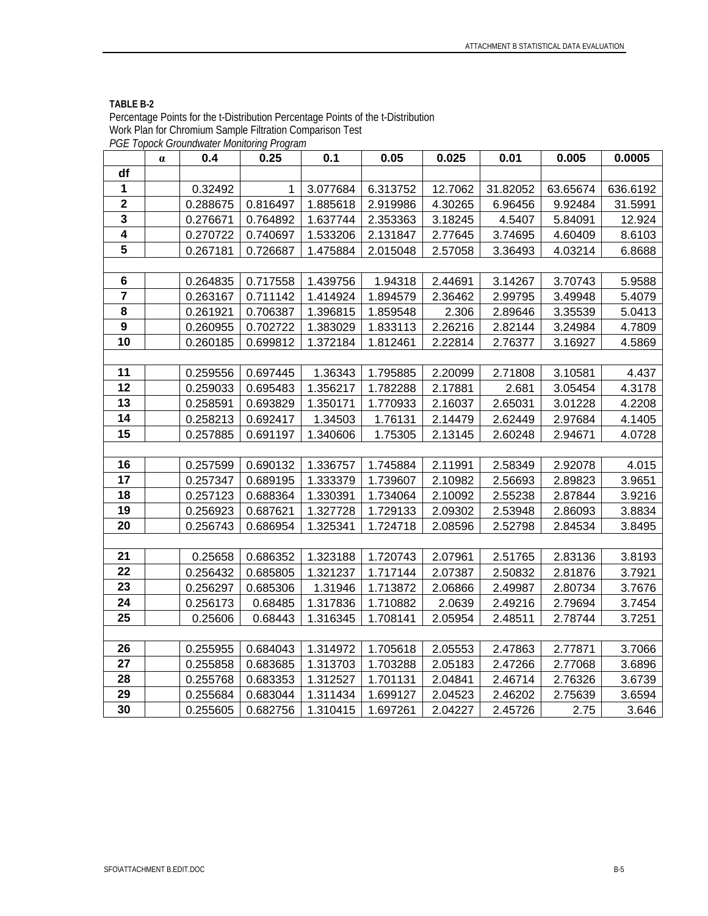**TABLE B-2**

Percentage Points for the t-Distribution Percentage Points of the t-Distribution
Work Plan for Chromium Sample Filtration Comparison Test
*PGE Topock Groundwater Monitoring Program*

| | α | 0.4 | 0.25 | 0.1 | 0.05 | 0.025 | 0.01 | 0.005 | 0.0005 |
|---|---|---|---|---|---|---|---|---|---|
| **df** | | | | | | | | | |
| **1** | | 0.32492 | 1 | 3.077684 | 6.313752 | 12.7062 | 31.82052 | 63.65674 | 636.6192 |
| **2** | | 0.288675 | 0.816497 | 1.885618 | 2.919986 | 4.30265 | 6.96456 | 9.92484 | 31.5991 |
| **3** | | 0.276671 | 0.764892 | 1.637744 | 2.353363 | 3.18245 | 4.5407 | 5.84091 | 12.924 |
| **4** | | 0.270722 | 0.740697 | 1.533206 | 2.131847 | 2.77645 | 3.74695 | 4.60409 | 8.6103 |
| **5** | | 0.267181 | 0.726687 | 1.475884 | 2.015048 | 2.57058 | 3.36493 | 4.03214 | 6.8688 |
| | | | | | | | | | |
| **6** | | 0.264835 | 0.717558 | 1.439756 | 1.94318 | 2.44691 | 3.14267 | 3.70743 | 5.9588 |
| **7** | | 0.263167 | 0.711142 | 1.414924 | 1.894579 | 2.36462 | 2.99795 | 3.49948 | 5.4079 |
| **8** | | 0.261921 | 0.706387 | 1.396815 | 1.859548 | 2.306 | 2.89646 | 3.35539 | 5.0413 |
| **9** | | 0.260955 | 0.702722 | 1.383029 | 1.833113 | 2.26216 | 2.82144 | 3.24984 | 4.7809 |
| **10** | | 0.260185 | 0.699812 | 1.372184 | 1.812461 | 2.22814 | 2.76377 | 3.16927 | 4.5869 |
| | | | | | | | | | |
| **11** | | 0.259556 | 0.697445 | 1.36343 | 1.795885 | 2.20099 | 2.71808 | 3.10581 | 4.437 |
| **12** | | 0.259033 | 0.695483 | 1.356217 | 1.782288 | 2.17881 | 2.681 | 3.05454 | 4.3178 |
| **13** | | 0.258591 | 0.693829 | 1.350171 | 1.770933 | 2.16037 | 2.65031 | 3.01228 | 4.2208 |
| **14** | | 0.258213 | 0.692417 | 1.34503 | 1.76131 | 2.14479 | 2.62449 | 2.97684 | 4.1405 |
| **15** | | 0.257885 | 0.691197 | 1.340606 | 1.75305 | 2.13145 | 2.60248 | 2.94671 | 4.0728 |
| | | | | | | | | | |
| **16** | | 0.257599 | 0.690132 | 1.336757 | 1.745884 | 2.11991 | 2.58349 | 2.92078 | 4.015 |
| **17** | | 0.257347 | 0.689195 | 1.333379 | 1.739607 | 2.10982 | 2.56693 | 2.89823 | 3.9651 |
| **18** | | 0.257123 | 0.688364 | 1.330391 | 1.734064 | 2.10092 | 2.55238 | 2.87844 | 3.9216 |
| **19** | | 0.256923 | 0.687621 | 1.327728 | 1.729133 | 2.09302 | 2.53948 | 2.86093 | 3.8834 |
| **20** | | 0.256743 | 0.686954 | 1.325341 | 1.724718 | 2.08596 | 2.52798 | 2.84534 | 3.8495 |
| | | | | | | | | | |
| **21** | | 0.25658 | 0.686352 | 1.323188 | 1.720743 | 2.07961 | 2.51765 | 2.83136 | 3.8193 |
| **22** | | 0.256432 | 0.685805 | 1.321237 | 1.717144 | 2.07387 | 2.50832 | 2.81876 | 3.7921 |
| **23** | | 0.256297 | 0.685306 | 1.31946 | 1.713872 | 2.06866 | 2.49987 | 2.80734 | 3.7676 |
| **24** | | 0.256173 | 0.68485 | 1.317836 | 1.710882 | 2.0639 | 2.49216 | 2.79694 | 3.7454 |
| **25** | | 0.25606 | 0.68443 | 1.316345 | 1.708141 | 2.05954 | 2.48511 | 2.78744 | 3.7251 |
| | | | | | | | | | |
| **26** | | 0.255955 | 0.684043 | 1.314972 | 1.705618 | 2.05553 | 2.47863 | 2.77871 | 3.7066 |
| **27** | | 0.255858 | 0.683685 | 1.313703 | 1.703288 | 2.05183 | 2.47266 | 2.77068 | 3.6896 |
| **28** | | 0.255768 | 0.683353 | 1.312527 | 1.701131 | 2.04841 | 2.46714 | 2.76326 | 3.6739 |
| **29** | | 0.255684 | 0.683044 | 1.311434 | 1.699127 | 2.04523 | 2.46202 | 2.75639 | 3.6594 |
| **30** | | 0.255605 | 0.682756 | 1.310415 | 1.697261 | 2.04227 | 2.45726 | 2.75 | 3.646 |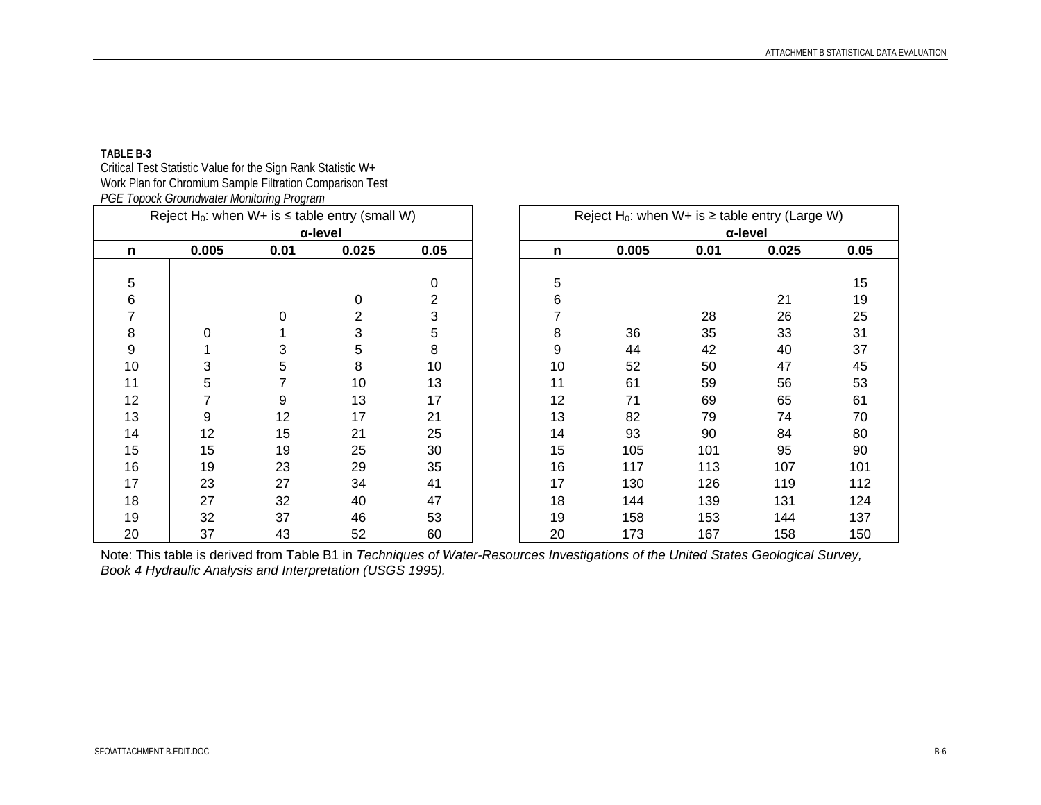**TABLE B-3**
Critical Test Statistic Value for the Sign Rank Statistic W+
Work Plan for Chromium Sample Filtration Comparison Test
*PGE Topock Groundwater Monitoring Program*

| Reject $H_0$: when W+ is ≤ table entry (small W) | | | | |
|---|---|---|---|---|
| | α-level | | | |
| n | 0.005 | 0.01 | 0.025 | 0.05 |
| 5 | | | | 0 |
| 6 | | | 0 | 2 |
| 7 | | 0 | 2 | 3 |
| 8 | 0 | 1 | 3 | 5 |
| 9 | 1 | 3 | 5 | 8 |
| 10 | 3 | 5 | 8 | 10 |
| 11 | 5 | 7 | 10 | 13 |
| 12 | 7 | 9 | 13 | 17 |
| 13 | 9 | 12 | 17 | 21 |
| 14 | 12 | 15 | 21 | 25 |
| 15 | 15 | 19 | 25 | 30 |
| 16 | 19 | 23 | 29 | 35 |
| 17 | 23 | 27 | 34 | 41 |
| 18 | 27 | 32 | 40 | 47 |
| 19 | 32 | 37 | 46 | 53 |
| 20 | 37 | 43 | 52 | 60 |

| Reject $H_0$: when W+ is ≥ table entry (Large W) | | | | |
|---|---|---|---|---|
| | α-level | | | |
| n | 0.005 | 0.01 | 0.025 | 0.05 |
| 5 | | | | 15 |
| 6 | | | 21 | 19 |
| 7 | | 28 | 26 | 25 |
| 8 | 36 | 35 | 33 | 31 |
| 9 | 44 | 42 | 40 | 37 |
| 10 | 52 | 50 | 47 | 45 |
| 11 | 61 | 59 | 56 | 53 |
| 12 | 71 | 69 | 65 | 61 |
| 13 | 82 | 79 | 74 | 70 |
| 14 | 93 | 90 | 84 | 80 |
| 15 | 105 | 101 | 95 | 90 |
| 16 | 117 | 113 | 107 | 101 |
| 17 | 130 | 126 | 119 | 112 |
| 18 | 144 | 139 | 131 | 124 |
| 19 | 158 | 153 | 144 | 137 |
| 20 | 173 | 167 | 158 | 150 |

Note: This table is derived from Table B1 in *Techniques of Water-Resources Investigations of the United States Geological Survey, Book 4 Hydraulic Analysis and Interpretation (USGS 1995).*